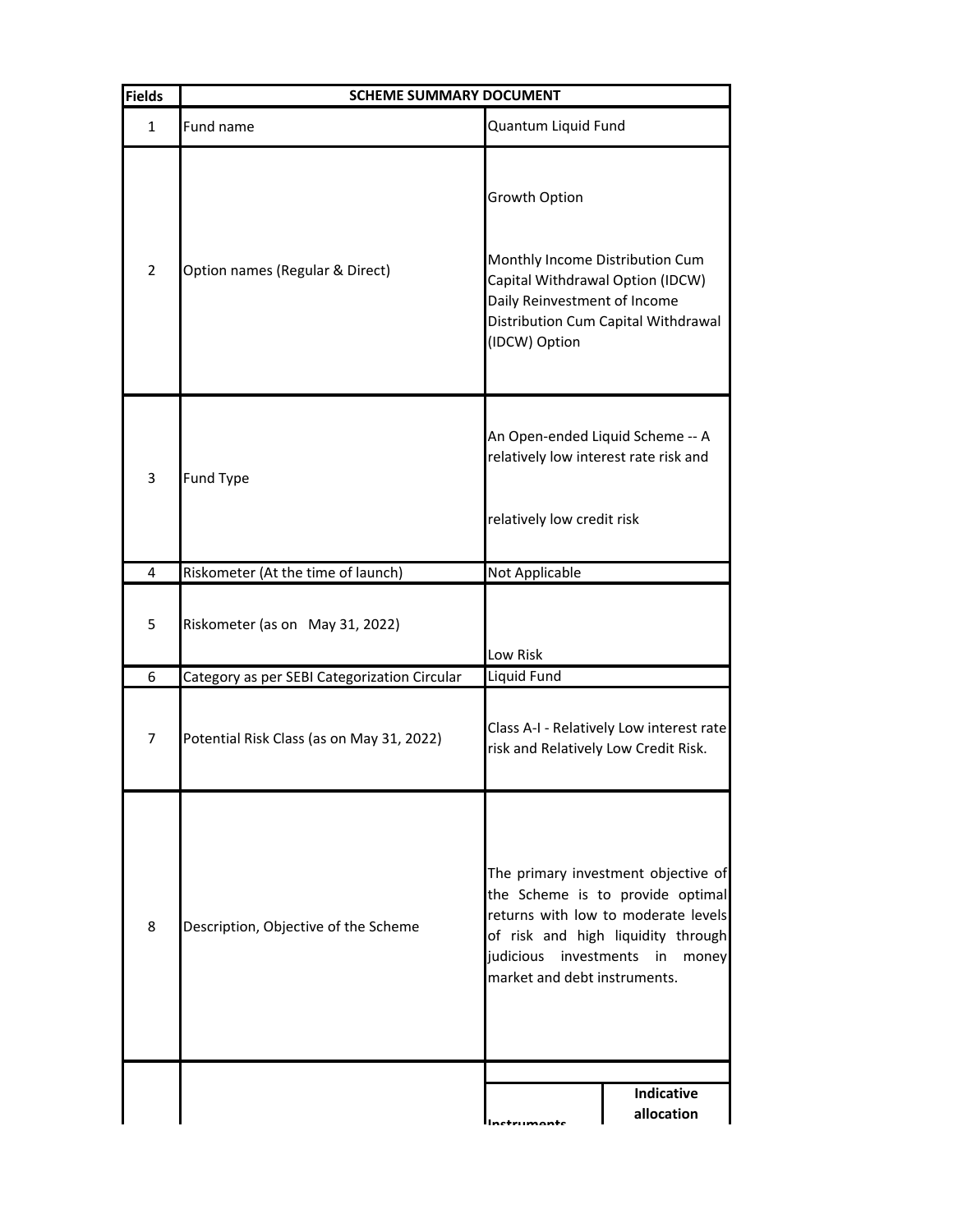| Fields | SCHEME SUMMARY DOCUMENT | |
|---|---|---|
| 1 | Fund name | Quantum Liquid Fund |
| 2 | Option names (Regular & Direct) | Growth Option<br><br>Monthly Income Distribution Cum Capital Withdrawal Option (IDCW)<br>Daily Reinvestment of Income Distribution Cum Capital Withdrawal (IDCW) Option |
| 3 | Fund Type | An Open-ended Liquid Scheme -- A relatively low interest rate risk and<br><br>relatively low credit risk |
| 4 | Riskometer (At the time of launch) | Not Applicable |
| 5 | Riskometer (as on May 31, 2022) | Low Risk |
| 6 | Category as per SEBI Categorization Circular | Liquid Fund |
| 7 | Potential Risk Class (as on May 31, 2022) | Class A-I - Relatively Low interest rate risk and Relatively Low Credit Risk. |
| 8 | Description, Objective of the Scheme | The primary investment objective of the Scheme is to provide optimal returns with low to moderate levels of risk and high liquidity through judicious investments in money market and debt instruments. |
| | | Instruments / Indicative allocation |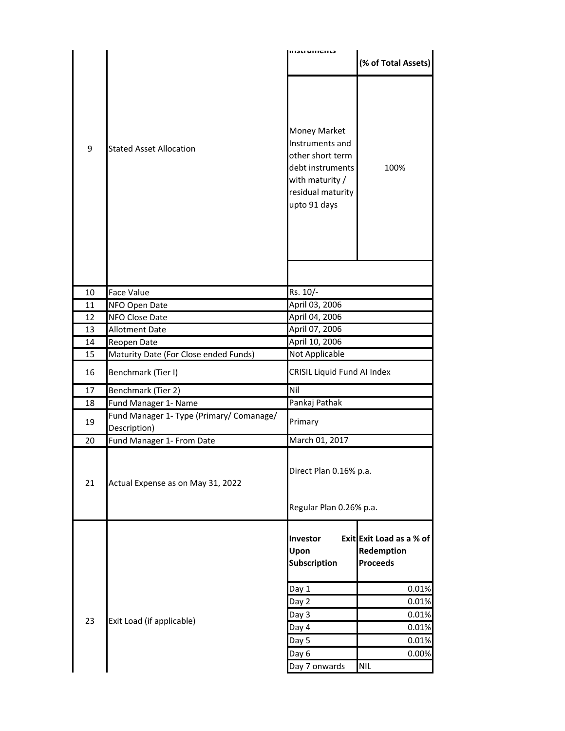| | | | |
|---|---|---|---|
| | | Instruments | (% of Total Assets) |
| 9 | Stated Asset Allocation | Money Market Instruments and other short term debt instruments with maturity / residual maturity upto 91 days | 100% |
| 10 | Face Value | Rs. 10/- | |
| 11 | NFO Open Date | April 03, 2006 | |
| 12 | NFO Close Date | April 04, 2006 | |
| 13 | Allotment Date | April 07, 2006 | |
| 14 | Reopen Date | April 10, 2006 | |
| 15 | Maturity Date (For Close ended Funds) | Not Applicable | |
| 16 | Benchmark (Tier I) | CRISIL Liquid Fund AI Index | |
| 17 | Benchmark (Tier 2) | Nil | |
| 18 | Fund Manager 1- Name | Pankaj Pathak | |
| 19 | Fund Manager 1- Type (Primary/ Comanage/ Description) | Primary | |
| 20 | Fund Manager 1- From Date | March 01, 2017 | |
| 21 | Actual Expense as on May 31, 2022 | Direct Plan 0.16% p.a.<br><br>Regular Plan 0.26% p.a. | |
| 23 | Exit Load (if applicable) | **Investor Exit Upon Subscription** | **Exit Load as a % of Redemption Proceeds** |
| | | Day 1 | 0.01% |
| | | Day 2 | 0.01% |
| | | Day 3 | 0.01% |
| | | Day 4 | 0.01% |
| | | Day 5 | 0.01% |
| | | Day 6 | 0.00% |
| | | Day 7 onwards | NIL |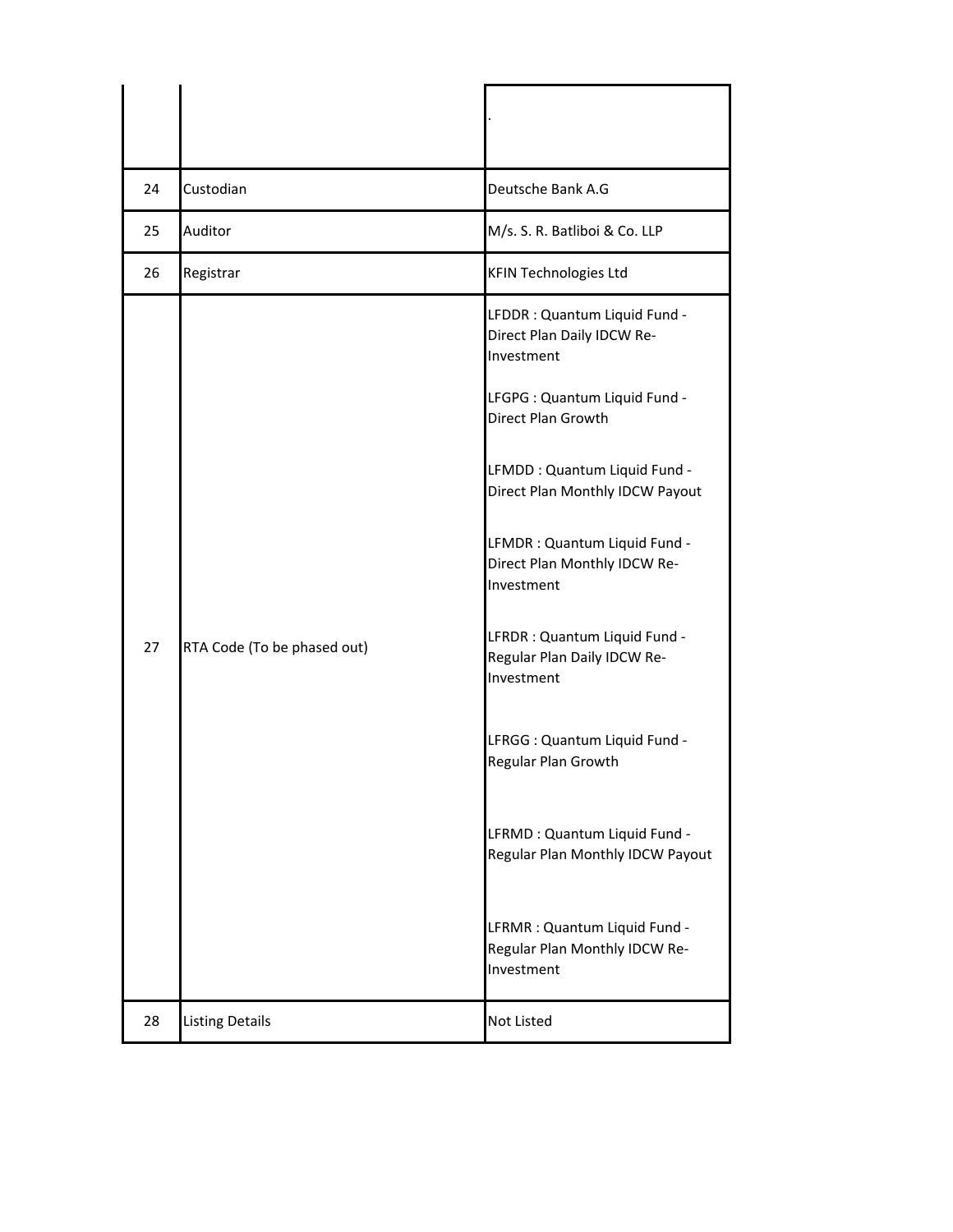| | | |
|---|---|---|
| | | . |
| 24 | Custodian | Deutsche Bank A.G |
| 25 | Auditor | M/s. S. R. Batliboi & Co. LLP |
| 26 | Registrar | KFIN Technologies Ltd |
| 27 | RTA Code (To be phased out) | LFDDR : Quantum Liquid Fund - Direct Plan Daily IDCW Re-Investment<br><br>LFGPG : Quantum Liquid Fund - Direct Plan Growth<br><br>LFMDD : Quantum Liquid Fund - Direct Plan Monthly IDCW Payout<br><br>LFMDR : Quantum Liquid Fund - Direct Plan Monthly IDCW Re-Investment<br><br>LFRDR : Quantum Liquid Fund - Regular Plan Daily IDCW Re-Investment<br><br>LFRGG : Quantum Liquid Fund - Regular Plan Growth<br><br>LFRMD : Quantum Liquid Fund - Regular Plan Monthly IDCW Payout<br><br>LFRMR : Quantum Liquid Fund - Regular Plan Monthly IDCW Re-Investment |
| 28 | Listing Details | Not Listed |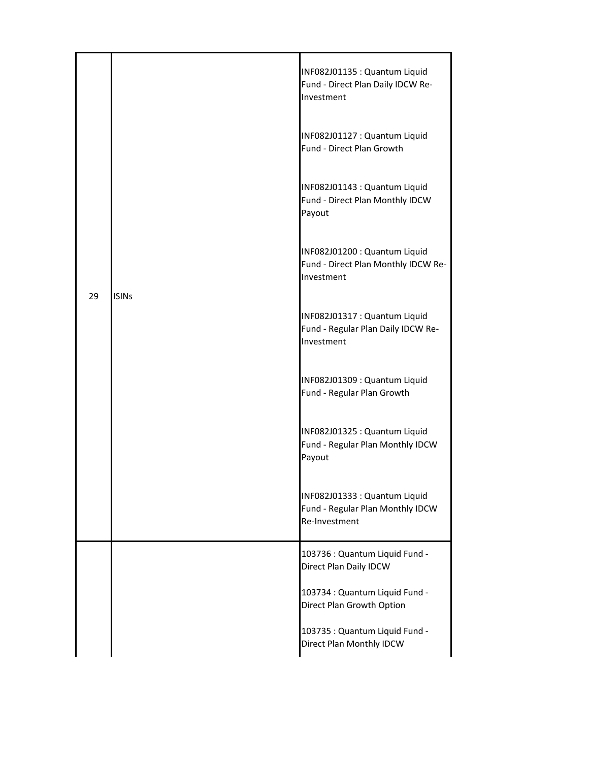| | | | |
|---|---|---|---|
| 29 | ISINs | | INF082J01135 : Quantum Liquid Fund - Direct Plan Daily IDCW Re-Investment<br><br>INF082J01127 : Quantum Liquid Fund - Direct Plan Growth<br><br>INF082J01143 : Quantum Liquid Fund - Direct Plan Monthly IDCW Payout<br><br>INF082J01200 : Quantum Liquid Fund - Direct Plan Monthly IDCW Re-Investment<br><br>INF082J01317 : Quantum Liquid Fund - Regular Plan Daily IDCW Re-Investment<br><br>INF082J01309 : Quantum Liquid Fund - Regular Plan Growth<br><br>INF082J01325 : Quantum Liquid Fund - Regular Plan Monthly IDCW Payout<br><br>INF082J01333 : Quantum Liquid Fund - Regular Plan Monthly IDCW Re-Investment |
| | | | 103736 : Quantum Liquid Fund - Direct Plan Daily IDCW<br><br>103734 : Quantum Liquid Fund - Direct Plan Growth Option<br><br>103735 : Quantum Liquid Fund - Direct Plan Monthly IDCW |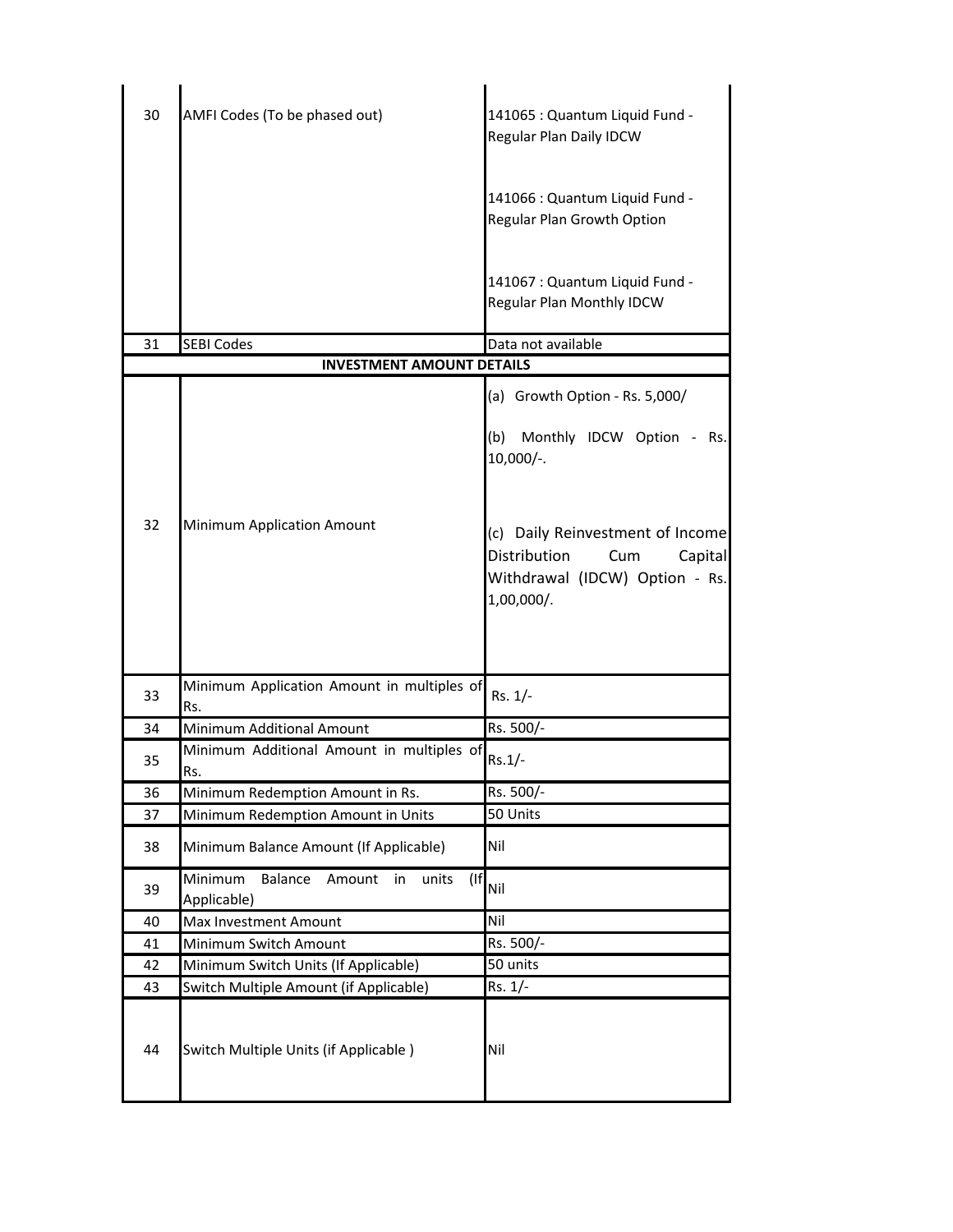| | | |
|---|---|---|
| 30 | AMFI Codes (To be phased out) | 141065 : Quantum Liquid Fund - Regular Plan Daily IDCW<br><br>141066 : Quantum Liquid Fund - Regular Plan Growth Option<br><br>141067 : Quantum Liquid Fund - Regular Plan Monthly IDCW |
| 31 | SEBI Codes | Data not available |
| | **INVESTMENT AMOUNT DETAILS** | |
| 32 | Minimum Application Amount | (a) Growth Option - Rs. 5,000/<br><br>(b) Monthly IDCW Option - Rs. 10,000/-.<br><br>(c) Daily Reinvestment of Income Distribution Cum Capital Withdrawal (IDCW) Option - Rs. 1,00,000/. |
| 33 | Minimum Application Amount in multiples of Rs. | Rs. 1/- |
| 34 | Minimum Additional Amount | Rs. 500/- |
| 35 | Minimum Additional Amount in multiples of Rs. | Rs.1/- |
| 36 | Minimum Redemption Amount in Rs. | Rs. 500/- |
| 37 | Minimum Redemption Amount in Units | 50 Units |
| 38 | Minimum Balance Amount (If Applicable) | Nil |
| 39 | Minimum Balance Amount in units (If Applicable) | Nil |
| 40 | Max Investment Amount | Nil |
| 41 | Minimum Switch Amount | Rs. 500/- |
| 42 | Minimum Switch Units (If Applicable) | 50 units |
| 43 | Switch Multiple Amount (if Applicable) | Rs. 1/- |
| 44 | Switch Multiple Units (if Applicable ) | Nil |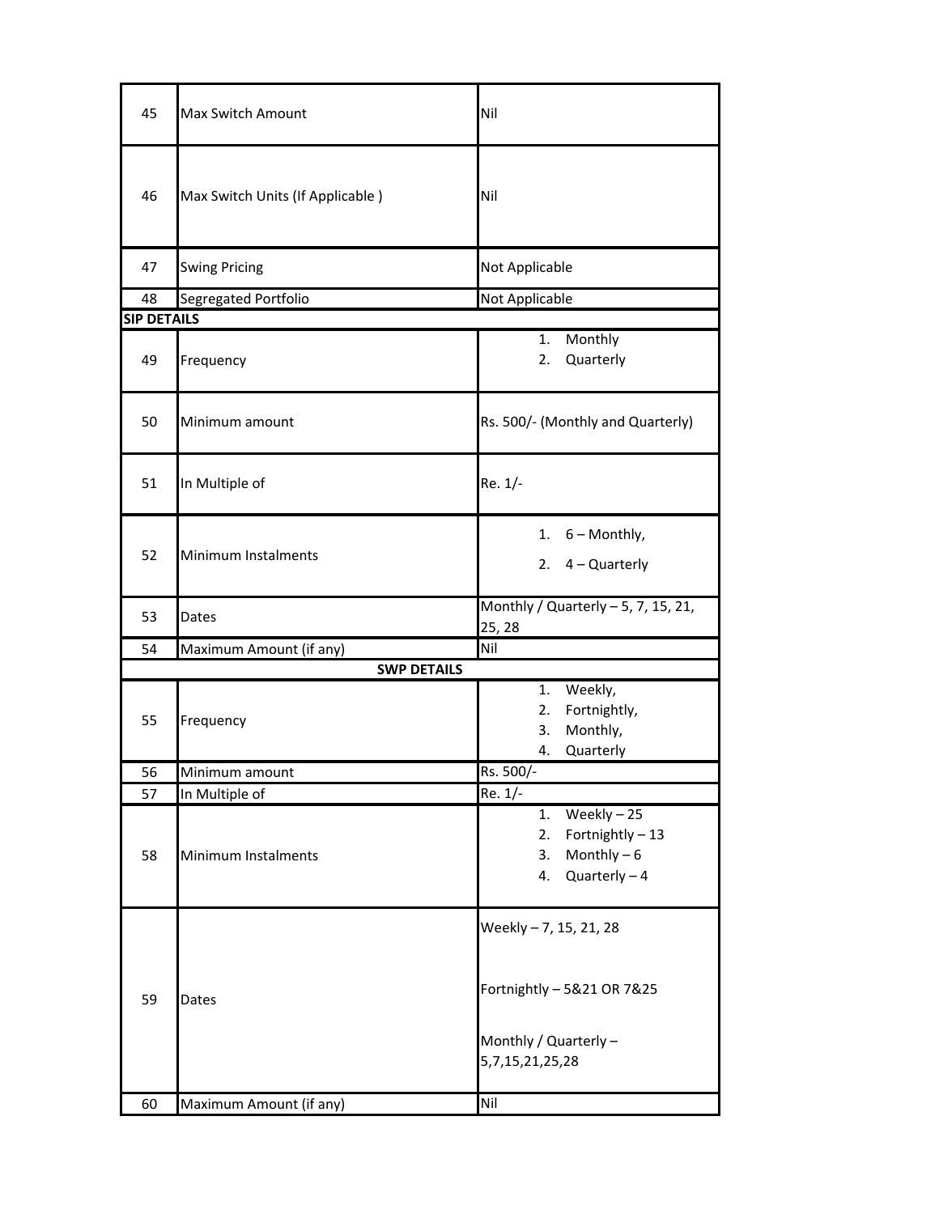| 45 | Max Switch Amount | Nil |
|---|---|---|
| 46 | Max Switch Units (If Applicable ) | Nil |
| 47 | Swing Pricing | Not Applicable |
| 48 | Segregated Portfolio | Not Applicable |
| **SIP DETAILS** | | |
| 49 | Frequency | 1. Monthly<br>2. Quarterly |
| 50 | Minimum amount | Rs. 500/- (Monthly and Quarterly) |
| 51 | In Multiple of | Re. 1/- |
| 52 | Minimum Instalments | 1. 6 – Monthly,<br>2. 4 – Quarterly |
| 53 | Dates | Monthly / Quarterly – 5, 7, 15, 21, 25, 28 |
| 54 | Maximum Amount (if any) | Nil |
| **SWP DETAILS** | | |
| 55 | Frequency | 1. Weekly,<br>2. Fortnightly,<br>3. Monthly,<br>4. Quarterly |
| 56 | Minimum amount | Rs. 500/- |
| 57 | In Multiple of | Re. 1/- |
| 58 | Minimum Instalments | 1. Weekly – 25<br>2. Fortnightly – 13<br>3. Monthly – 6<br>4. Quarterly – 4 |
| 59 | Dates | Weekly – 7, 15, 21, 28<br><br>Fortnightly – 5&21 OR 7&25<br><br>Monthly / Quarterly – 5,7,15,21,25,28 |
| 60 | Maximum Amount (if any) | Nil |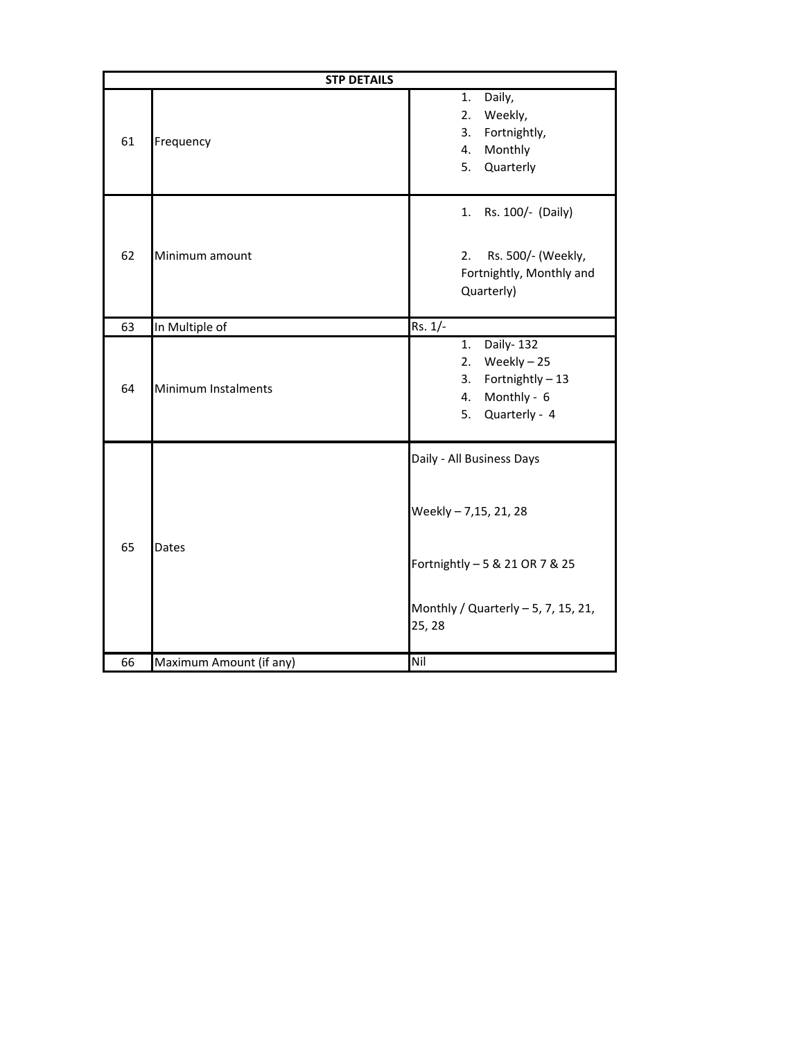| STP DETAILS | | |
|---|---|---|
| 61 | Frequency | 1. Daily,<br>2. Weekly,<br>3. Fortnightly,<br>4. Monthly<br>5. Quarterly |
| 62 | Minimum amount | 1. Rs. 100/- (Daily)<br><br>2. Rs. 500/- (Weekly, Fortnightly, Monthly and Quarterly) |
| 63 | In Multiple of | Rs. 1/- |
| 64 | Minimum Instalments | 1. Daily- 132<br>2. Weekly – 25<br>3. Fortnightly – 13<br>4. Monthly - 6<br>5. Quarterly - 4 |
| 65 | Dates | Daily - All Business Days<br><br>Weekly – 7,15, 21, 28<br><br>Fortnightly – 5 & 21 OR 7 & 25<br><br>Monthly / Quarterly – 5, 7, 15, 21, 25, 28 |
| 66 | Maximum Amount (if any) | Nil |